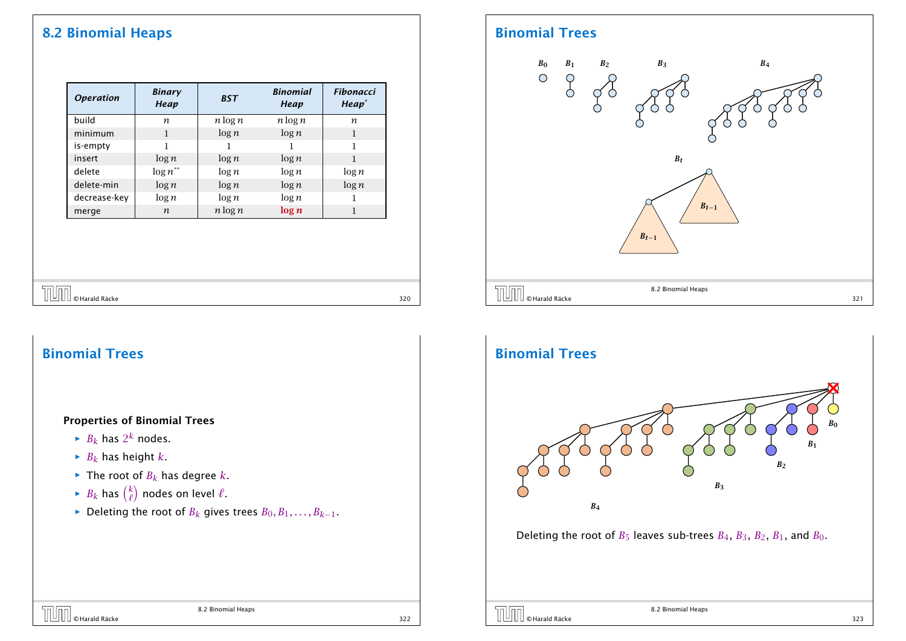## 8.2 Binomial Heaps

| Operation | Binary Heap | BST | Binomial Heap | Fibonacci Heap* |
|---|---|---|---|---|
| build | $n$ | $n \log n$ | $n \log n$ | $n$ |
| minimum | $1$ | $\log n$ | $\log n$ | $1$ |
| is-empty | $1$ | $1$ | $1$ | $1$ |
| insert | $\log n$ | $\log n$ | $\log n$ | $1$ |
| delete | $\log n$** | $\log n$ | $\log n$ | $\log n$ |
| delete-min | $\log n$ | $\log n$ | $\log n$ | $\log n$ |
| decrease-key | $\log n$ | $\log n$ | $\log n$ | $1$ |
| merge | $n$ | $n \log n$ | **$\log n$** | $1$ |

## Binomial Trees

$B_0$ $B_1$ $B_2$ $B_3$ $B_4$

$B_t$

$B_{t-1}$ $B_{t-1}$

## Binomial Trees

**Properties of Binomial Trees**

- $B_k$ has $2^k$ nodes.
- $B_k$ has height $k$.
- The root of $B_k$ has degree $k$.
- $B_k$ has $\binom{k}{\ell}$ nodes on level $\ell$.
- Deleting the root of $B_k$ gives trees $B_0, B_1, \ldots, B_{k-1}$.

## Binomial Trees

$B_0$ $B_1$ $B_2$ $B_3$ $B_4$

Deleting the root of $B_5$ leaves sub-trees $B_4$, $B_3$, $B_2$, $B_1$, and $B_0$.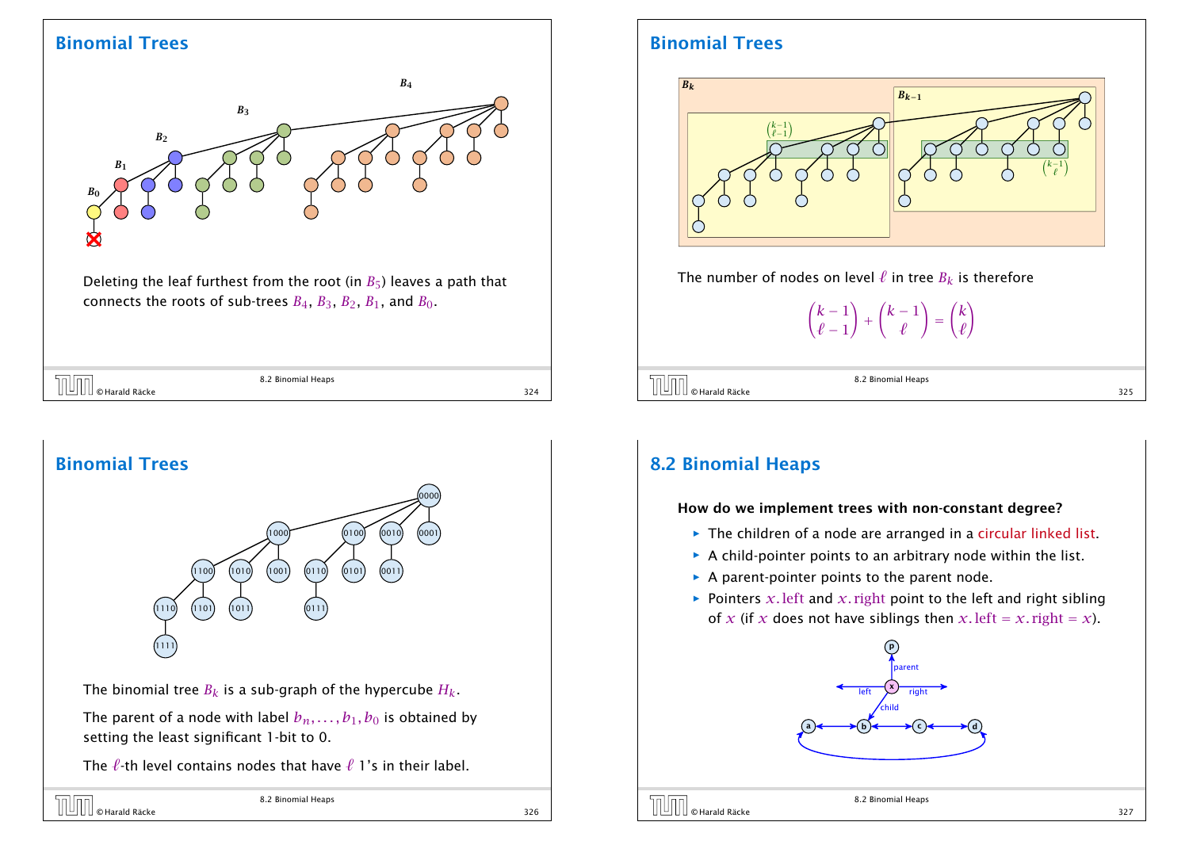## Binomial Trees

Deleting the leaf furthest from the root (in $B_5$) leaves a path that connects the roots of sub-trees $B_4$, $B_3$, $B_2$, $B_1$, and $B_0$.

## Binomial Trees

The number of nodes on level $\ell$ in tree $B_k$ is therefore

$$\binom{k-1}{\ell-1} + \binom{k-1}{\ell} = \binom{k}{\ell}$$

## Binomial Trees

The binomial tree $B_k$ is a sub-graph of the hypercube $H_k$.

The parent of a node with label $b_n, \ldots, b_1, b_0$ is obtained by setting the least significant 1-bit to 0.

The $\ell$-th level contains nodes that have $\ell$ 1's in their label.

## 8.2 Binomial Heaps

**How do we implement trees with non-constant degree?**

- The children of a node are arranged in a circular linked list.
- A child-pointer points to an arbitrary node within the list.
- A parent-pointer points to the parent node.
- Pointers $x.\text{left}$ and $x.\text{right}$ point to the left and right sibling of $x$ (if $x$ does not have siblings then $x.\text{left} = x.\text{right} = x$).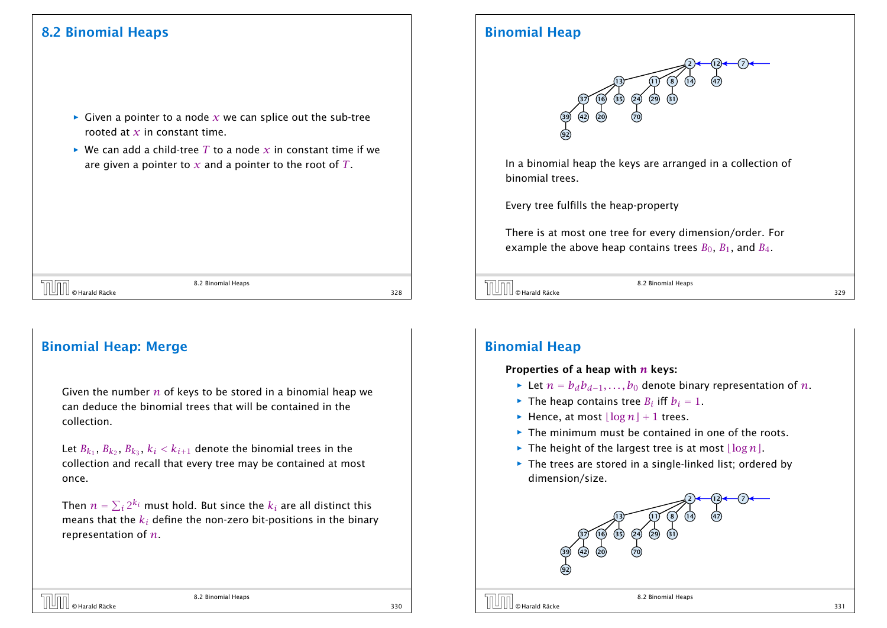## 8.2 Binomial Heaps

- Given a pointer to a node $x$ we can splice out the sub-tree rooted at $x$ in constant time.
- We can add a child-tree $T$ to a node $x$ in constant time if we are given a pointer to $x$ and a pointer to the root of $T$.

## Binomial Heap

In a binomial heap the keys are arranged in a collection of binomial trees.

Every tree fulfills the heap-property

There is at most one tree for every dimension/order. For example the above heap contains trees $B_0$, $B_1$, and $B_4$.

## Binomial Heap: Merge

Given the number $n$ of keys to be stored in a binomial heap we can deduce the binomial trees that will be contained in the collection.

Let $B_{k_1}, B_{k_2}, B_{k_3}, k_i < k_{i+1}$ denote the binomial trees in the collection and recall that every tree may be contained at most once.

Then $n = \sum_i 2^{k_i}$ must hold. But since the $k_i$ are all distinct this means that the $k_i$ define the non-zero bit-positions in the binary representation of $n$.

## Binomial Heap

**Properties of a heap with $n$ keys:**

- Let $n = b_d b_{d-1}, \ldots, b_0$ denote binary representation of $n$.
- The heap contains tree $B_i$ iff $b_i = 1$.
- Hence, at most $\lfloor \log n \rfloor + 1$ trees.
- The minimum must be contained in one of the roots.
- The height of the largest tree is at most $\lfloor \log n \rfloor$.
- The trees are stored in a single-linked list; ordered by dimension/size.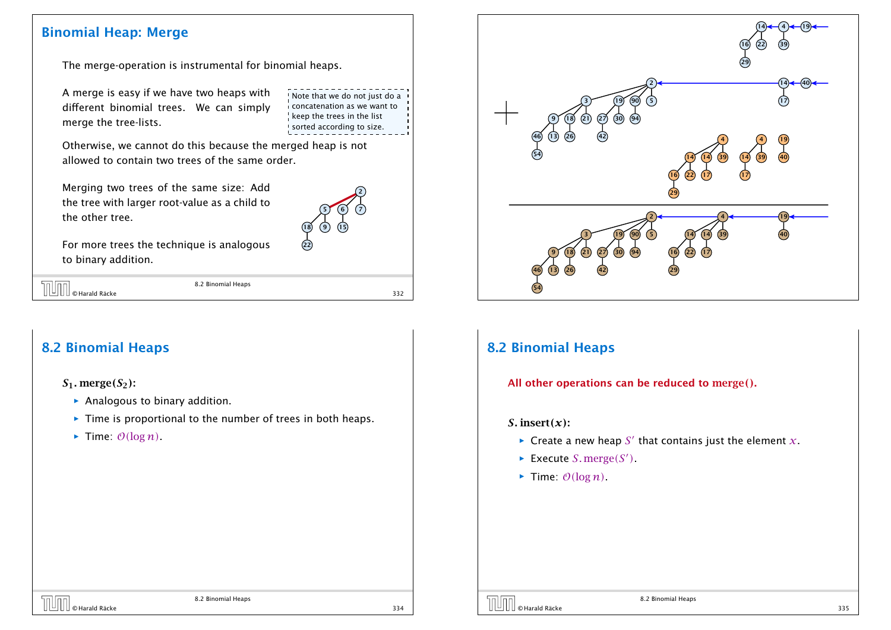## Binomial Heap: Merge

The merge-operation is instrumental for binomial heaps.

A merge is easy if we have two heaps with different binomial trees. We can simply merge the tree-lists.

> Note that we do not just do a concatenation as we want to keep the trees in the list sorted according to size.

Otherwise, we cannot do this because the merged heap is not allowed to contain two trees of the same order.

Merging two trees of the same size: Add the tree with larger root-value as a child to the other tree.

For more trees the technique is analogous to binary addition.

## 8.2 Binomial Heaps

**$S_1$. merge($S_2$):**

- Analogous to binary addition.
- Time is proportional to the number of trees in both heaps.
- Time: $\mathcal{O}(\log n)$.

## 8.2 Binomial Heaps

**All other operations can be reduced to merge().**

**$S$. insert($x$):**

- Create a new heap $S'$ that contains just the element $x$.
- Execute $S$.merge($S'$).
- Time: $\mathcal{O}(\log n)$.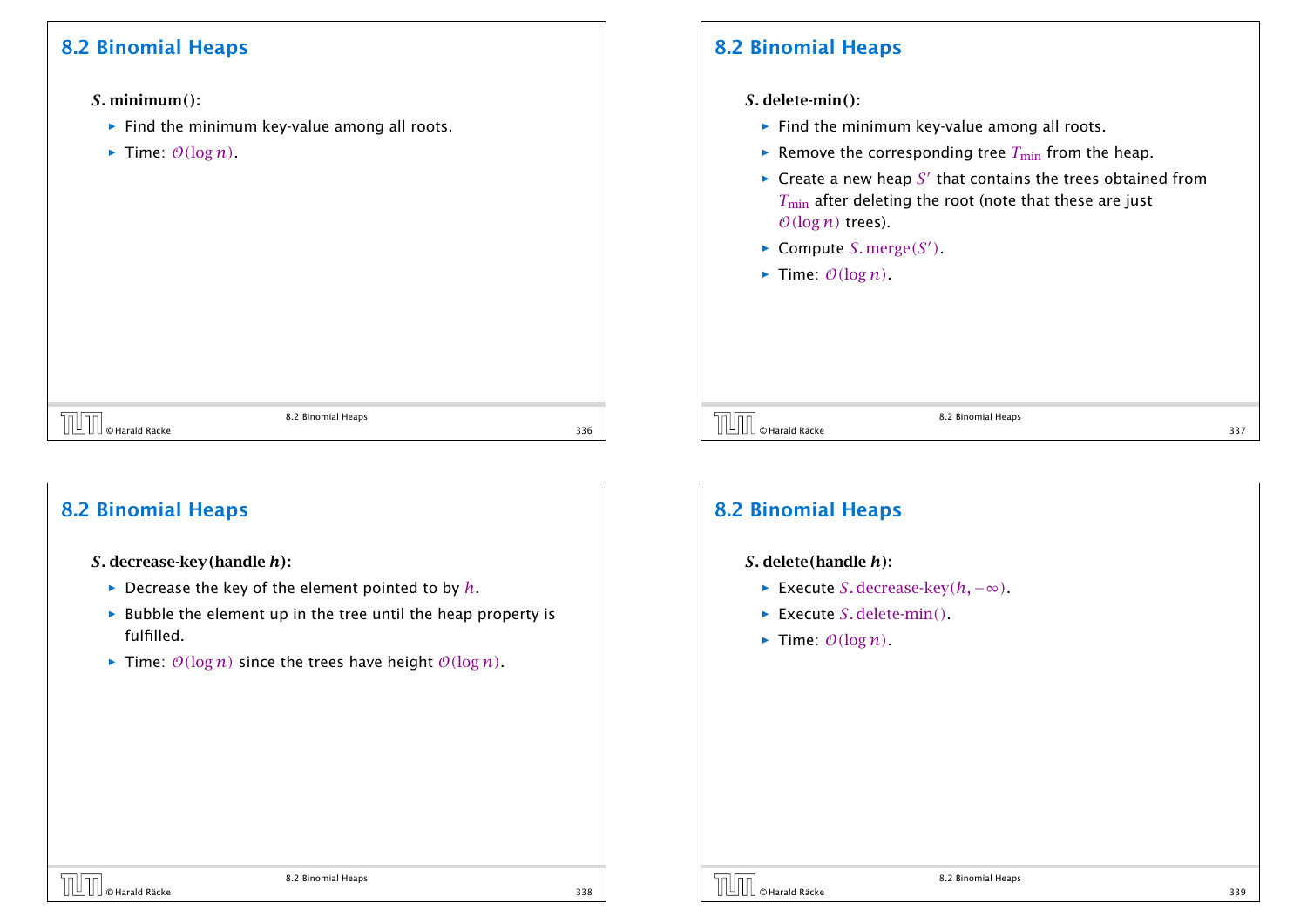## 8.2 Binomial Heaps

**$S$. minimum():**

- Find the minimum key-value among all roots.
- Time: $\mathcal{O}(\log n)$.

## 8.2 Binomial Heaps

**$S$. delete-min():**

- Find the minimum key-value among all roots.
- Remove the corresponding tree $T_{\min}$ from the heap.
- Create a new heap $S'$ that contains the trees obtained from $T_{\min}$ after deleting the root (note that these are just $\mathcal{O}(\log n)$ trees).
- Compute $S.\text{merge}(S')$.
- Time: $\mathcal{O}(\log n)$.

## 8.2 Binomial Heaps

**$S$. decrease-key(handle $h$):**

- Decrease the key of the element pointed to by $h$.
- Bubble the element up in the tree until the heap property is fulfilled.
- Time: $\mathcal{O}(\log n)$ since the trees have height $\mathcal{O}(\log n)$.

## 8.2 Binomial Heaps

**$S$. delete(handle $h$):**

- Execute $S.\text{decrease-key}(h, -\infty)$.
- Execute $S.\text{delete-min}()$.
- Time: $\mathcal{O}(\log n)$.